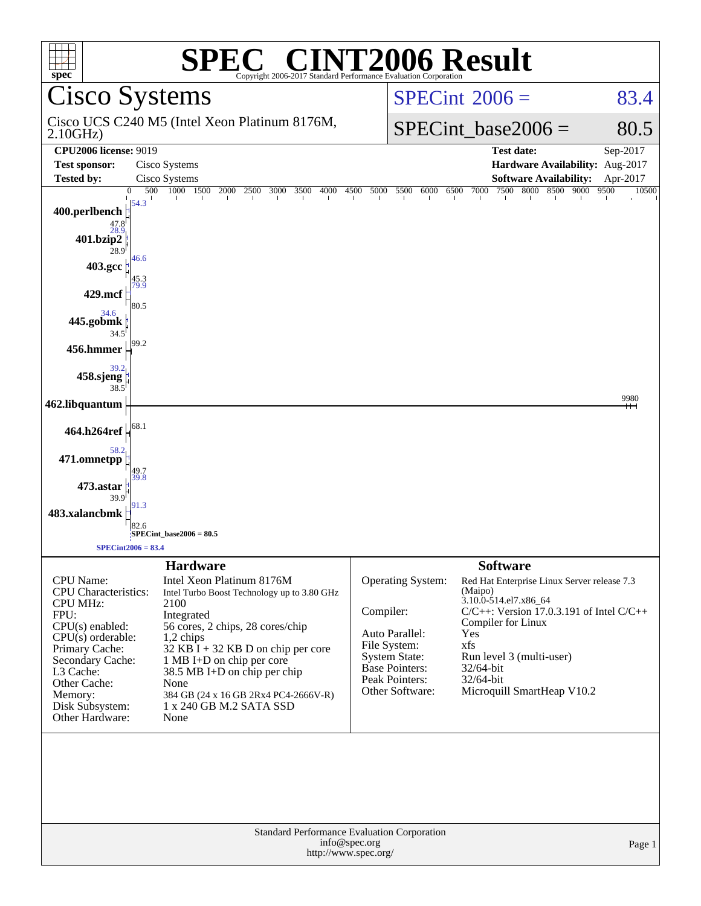# SPEC® CINT2006 Result

Copyright 2006-2017 Standard Performance Evaluation Corporation

## Cisco Systems

Cisco UCS C240 M5 (Intel Xeon Platinum 8176M, 2.10GHz)

SPECint 2006 = 83.4

SPECint_base2006 = 80.5

| | | | |
|---|---|---|---|
| **CPU2006 license:** 9019 | | **Test date:** | Sep-2017 |
| **Test sponsor:** | Cisco Systems | **Hardware Availability:** | Aug-2017 |
| **Tested by:** | Cisco Systems | **Software Availability:** | Apr-2017 |

| Benchmark | Peak | Base |
|---|---|---|
| 400.perlbench | 54.3 | 47.8 |
| 401.bzip2 | 28.9 | 28.9 |
| 403.gcc | 46.6 | 45.3 |
| 429.mcf | 79.9 | 80.5 |
| 445.gobmk | 34.6 | 34.5 |
| 456.hmmer | | 99.2 |
| 458.sjeng | 39.2 | 38.5 |
| 462.libquantum | | 9980 |
| 464.h264ref | | 68.1 |
| 471.omnetpp | 58.2 | 49.7 |
| 473.astar | 39.8 | 39.9 |
| 483.xalancbmk | 91.3 | 82.6 |

SPECint_base2006 = 80.5

SPECint2006 = 83.4

### Hardware

| | |
|---|---|
| CPU Name: | Intel Xeon Platinum 8176M |
| CPU Characteristics: | Intel Turbo Boost Technology up to 3.80 GHz |
| CPU MHz: | 2100 |
| FPU: | Integrated |
| CPU(s) enabled: | 56 cores, 2 chips, 28 cores/chip |
| CPU(s) orderable: | 1,2 chips |
| Primary Cache: | 32 KB I + 32 KB D on chip per core |
| Secondary Cache: | 1 MB I+D on chip per core |
| L3 Cache: | 38.5 MB I+D on chip per chip |
| Other Cache: | None |
| Memory: | 384 GB (24 x 16 GB 2Rx4 PC4-2666V-R) |
| Disk Subsystem: | 1 x 240 GB M.2 SATA SSD |
| Other Hardware: | None |

### Software

| | |
|---|---|
| Operating System: | Red Hat Enterprise Linux Server release 7.3 (Maipo) 3.10.0-514.el7.x86_64 |
| Compiler: | C/C++: Version 17.0.3.191 of Intel C/C++ Compiler for Linux |
| Auto Parallel: | Yes |
| File System: | xfs |
| System State: | Run level 3 (multi-user) |
| Base Pointers: | 32/64-bit |
| Peak Pointers: | 32/64-bit |
| Other Software: | Microquill SmartHeap V10.2 |

Standard Performance Evaluation Corporation
info@spec.org
http://www.spec.org/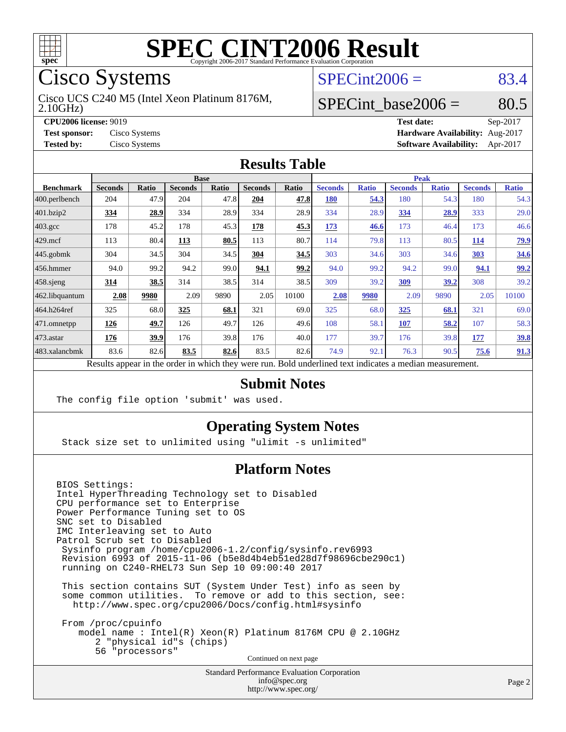# SPEC CINT2006 Result

Copyright 2006-2017 Standard Performance Evaluation Corporation

## Cisco Systems

Cisco UCS C240 M5 (Intel Xeon Platinum 8176M, 2.10GHz)

SPECint2006 = 83.4

SPECint_base2006 = 80.5

| | | | |
|---|---|---|---|
| **CPU2006 license:** 9019 | | **Test date:** | Sep-2017 |
| **Test sponsor:** | Cisco Systems | **Hardware Availability:** | Aug-2017 |
| **Tested by:** | Cisco Systems | **Software Availability:** | Apr-2017 |

### Results Table

| | Base | | | | | | Peak | | | | | |
|---|---|---|---|---|---|---|---|---|---|---|---|---|
| **Benchmark** | **Seconds** | **Ratio** | **Seconds** | **Ratio** | **Seconds** | **Ratio** | **Seconds** | **Ratio** | **Seconds** | **Ratio** | **Seconds** | **Ratio** |
| 400.perlbench | 204 | 47.9 | 204 | 47.8 | **204** | **47.8** | **180** | **54.3** | 180 | 54.3 | 180 | 54.3 |
| 401.bzip2 | **334** | **28.9** | 334 | 28.9 | 334 | 28.9 | 334 | 28.9 | **334** | **28.9** | 333 | 29.0 |
| 403.gcc | 178 | 45.2 | 178 | 45.3 | **178** | **45.3** | **173** | **46.6** | 173 | 46.4 | 173 | 46.6 |
| 429.mcf | 113 | 80.4 | **113** | **80.5** | 113 | 80.7 | 114 | 79.8 | 113 | 80.5 | **114** | **79.9** |
| 445.gobmk | 304 | 34.5 | 304 | 34.5 | **304** | **34.5** | 303 | 34.6 | 303 | 34.6 | **303** | **34.6** |
| 456.hmmer | 94.0 | 99.2 | 94.2 | 99.0 | **94.1** | **99.2** | 94.0 | 99.2 | 94.2 | 99.0 | **94.1** | **99.2** |
| 458.sjeng | **314** | **38.5** | 314 | 38.5 | 314 | 38.5 | 309 | 39.2 | **309** | **39.2** | 308 | 39.2 |
| 462.libquantum | **2.08** | **9980** | 2.09 | 9890 | 2.05 | 10100 | **2.08** | **9980** | 2.09 | 9890 | 2.05 | 10100 |
| 464.h264ref | 325 | 68.0 | **325** | **68.1** | 321 | 69.0 | 325 | 68.0 | **325** | **68.1** | 321 | 69.0 |
| 471.omnetpp | **126** | **49.7** | 126 | 49.7 | 126 | 49.6 | 108 | 58.1 | **107** | **58.2** | 107 | 58.3 |
| 473.astar | **176** | **39.9** | 176 | 39.8 | 176 | 40.0 | 177 | 39.7 | 176 | 39.8 | **177** | **39.8** |
| 483.xalancbmk | 83.6 | 82.6 | **83.5** | **82.6** | 83.5 | 82.6 | 74.9 | 92.1 | 76.3 | 90.5 | **75.6** | **91.3** |

Results appear in the order in which they were run. Bold underlined text indicates a median measurement.

### Submit Notes

```
The config file option 'submit' was used.
```

### Operating System Notes

```
Stack size set to unlimited using "ulimit -s unlimited"
```

### Platform Notes

```
BIOS Settings:
Intel HyperThreading Technology set to Disabled
CPU performance set to Enterprise
Power Performance Tuning set to OS
SNC set to Disabled
IMC Interleaving set to Auto
Patrol Scrub set to Disabled
 Sysinfo program /home/cpu2006-1.2/config/sysinfo.rev6993
 Revision 6993 of 2015-11-06 (b5e8d4b4eb51ed28d7f98696cbe290c1)
 running on C240-RHEL73 Sun Sep 10 09:00:40 2017

 This section contains SUT (System Under Test) info as seen by
 some common utilities.  To remove or add to this section, see:
   http://www.spec.org/cpu2006/Docs/config.html#sysinfo

 From /proc/cpuinfo
    model name : Intel(R) Xeon(R) Platinum 8176M CPU @ 2.10GHz
       2 "physical id"s (chips)
       56 "processors"
```

Continued on next page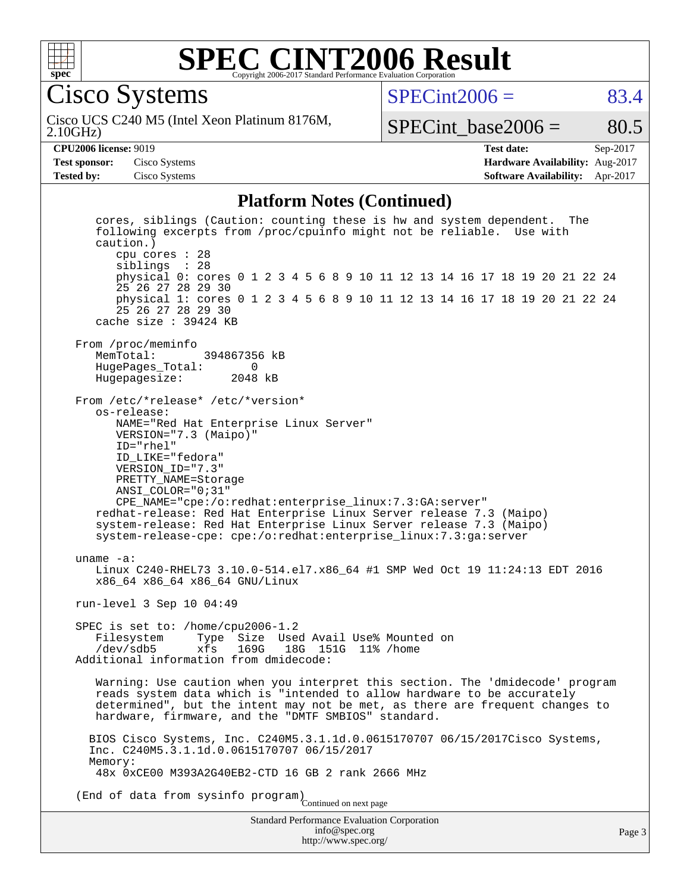# SPEC CINT2006 Result

Copyright 2006-2017 Standard Performance Evaluation Corporation

## Cisco Systems

Cisco UCS C240 M5 (Intel Xeon Platinum 8176M, 2.10GHz)

SPECint2006 = 83.4

SPECint_base2006 = 80.5

| | | | |
|---|---|---|---|
| **CPU2006 license:** | 9019 | **Test date:** | Sep-2017 |
| **Test sponsor:** | Cisco Systems | **Hardware Availability:** | Aug-2017 |
| **Tested by:** | Cisco Systems | **Software Availability:** | Apr-2017 |

### Platform Notes (Continued)

```
    cores, siblings (Caution: counting these is hw and system dependent.  The
    following excerpts from /proc/cpuinfo might not be reliable.  Use with
    caution.)
       cpu cores : 28
       siblings  : 28
       physical 0: cores 0 1 2 3 4 5 6 8 9 10 11 12 13 14 16 17 18 19 20 21 22 24
       25 26 27 28 29 30
       physical 1: cores 0 1 2 3 4 5 6 8 9 10 11 12 13 14 16 17 18 19 20 21 22 24
       25 26 27 28 29 30
    cache size : 39424 KB

 From /proc/meminfo
    MemTotal:       394867356 kB
    HugePages_Total:       0
    Hugepagesize:       2048 kB

 From /etc/*release* /etc/*version*
    os-release:
       NAME="Red Hat Enterprise Linux Server"
       VERSION="7.3 (Maipo)"
       ID="rhel"
       ID_LIKE="fedora"
       VERSION_ID="7.3"
       PRETTY_NAME=Storage
       ANSI_COLOR="0;31"
       CPE_NAME="cpe:/o:redhat:enterprise_linux:7.3:GA:server"
    redhat-release: Red Hat Enterprise Linux Server release 7.3 (Maipo)
    system-release: Red Hat Enterprise Linux Server release 7.3 (Maipo)
    system-release-cpe: cpe:/o:redhat:enterprise_linux:7.3:ga:server

 uname -a:
    Linux C240-RHEL73 3.10.0-514.el7.x86_64 #1 SMP Wed Oct 19 11:24:13 EDT 2016
    x86_64 x86_64 x86_64 GNU/Linux

 run-level 3 Sep 10 04:49

 SPEC is set to: /home/cpu2006-1.2
    Filesystem     Type  Size  Used Avail Use% Mounted on
    /dev/sdb5      xfs   169G   18G  151G  11% /home
 Additional information from dmidecode:

    Warning: Use caution when you interpret this section. The 'dmidecode' program
    reads system data which is "intended to allow hardware to be accurately
    determined", but the intent may not be met, as there are frequent changes to
    hardware, firmware, and the "DMTF SMBIOS" standard.

   BIOS Cisco Systems, Inc. C240M5.3.1.1d.0.0615170707 06/15/2017Cisco Systems,
   Inc. C240M5.3.1.1d.0.0615170707 06/15/2017
   Memory:
    48x 0xCE00 M393A2G40EB2-CTD 16 GB 2 rank 2666 MHz

 (End of data from sysinfo program)
```

Continued on next page

Standard Performance Evaluation Corporation
info@spec.org
http://www.spec.org/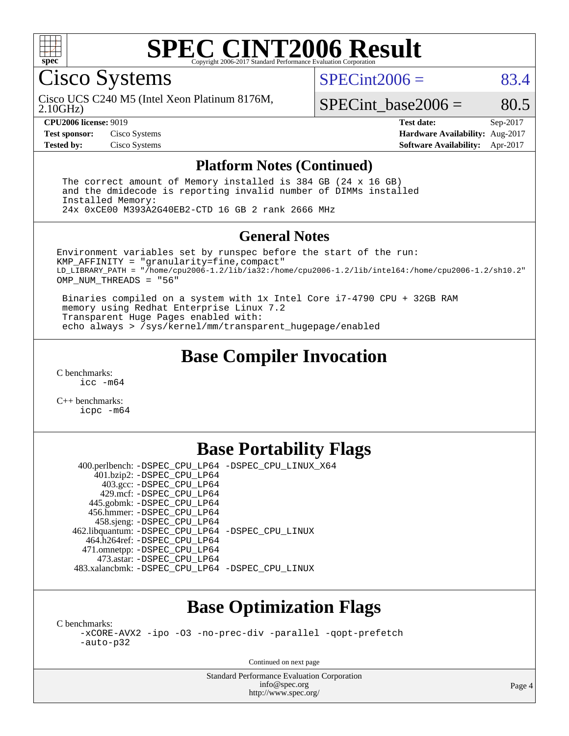# SPEC CINT2006 Result

Copyright 2006-2017 Standard Performance Evaluation Corporation

**Cisco Systems**

Cisco UCS C240 M5 (Intel Xeon Platinum 8176M, 2.10GHz)

SPECint2006 = 83.4

SPECint_base2006 = 80.5

| | | | |
|---|---|---|---|
| **CPU2006 license:** 9019 | | **Test date:** | Sep-2017 |
| **Test sponsor:** | Cisco Systems | **Hardware Availability:** | Aug-2017 |
| **Tested by:** | Cisco Systems | **Software Availability:** | Apr-2017 |

## Platform Notes (Continued)

```
The correct amount of Memory installed is 384 GB (24 x 16 GB)
and the dmidecode is reporting invalid number of DIMMs installed
Installed Memory:
24x 0xCE00 M393A2G40EB2-CTD 16 GB 2 rank 2666 MHz
```

## General Notes

```
Environment variables set by runspec before the start of the run:
KMP_AFFINITY = "granularity=fine,compact"
LD_LIBRARY_PATH = "/home/cpu2006-1.2/lib/ia32:/home/cpu2006-1.2/lib/intel64:/home/cpu2006-1.2/sh10.2"
OMP_NUM_THREADS = "56"

 Binaries compiled on a system with 1x Intel Core i7-4790 CPU + 32GB RAM
 memory using Redhat Enterprise Linux 7.2
 Transparent Huge Pages enabled with:
 echo always > /sys/kernel/mm/transparent_hugepage/enabled
```

## Base Compiler Invocation

C benchmarks:
```
icc -m64
```

C++ benchmarks:
```
icpc -m64
```

## Base Portability Flags

| | |
|---|---|
| 400.perlbench: | -DSPEC_CPU_LP64 -DSPEC_CPU_LINUX_X64 |
| 401.bzip2: | -DSPEC_CPU_LP64 |
| 403.gcc: | -DSPEC_CPU_LP64 |
| 429.mcf: | -DSPEC_CPU_LP64 |
| 445.gobmk: | -DSPEC_CPU_LP64 |
| 456.hmmer: | -DSPEC_CPU_LP64 |
| 458.sjeng: | -DSPEC_CPU_LP64 |
| 462.libquantum: | -DSPEC_CPU_LP64 -DSPEC_CPU_LINUX |
| 464.h264ref: | -DSPEC_CPU_LP64 |
| 471.omnetpp: | -DSPEC_CPU_LP64 |
| 473.astar: | -DSPEC_CPU_LP64 |
| 483.xalancbmk: | -DSPEC_CPU_LP64 -DSPEC_CPU_LINUX |

## Base Optimization Flags

C benchmarks:
```
-xCORE-AVX2 -ipo -O3 -no-prec-div -parallel -qopt-prefetch
-auto-p32
```

Continued on next page

Standard Performance Evaluation Corporation
info@spec.org
http://www.spec.org/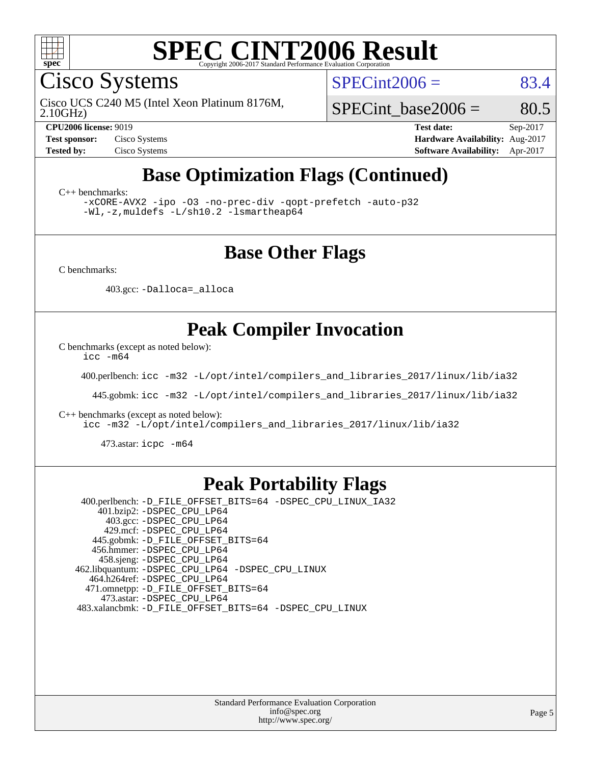# SPEC CINT2006 Result

Cisco Systems

Cisco UCS C240 M5 (Intel Xeon Platinum 8176M, 2.10GHz)

SPECint2006 = 83.4

SPECint_base2006 = 80.5

| | | | |
|---|---|---|---|
| **CPU2006 license:** 9019 | | **Test date:** | Sep-2017 |
| **Test sponsor:** | Cisco Systems | **Hardware Availability:** | Aug-2017 |
| **Tested by:** | Cisco Systems | **Software Availability:** | Apr-2017 |

## Base Optimization Flags (Continued)

C++ benchmarks:

```
-xCORE-AVX2 -ipo -O3 -no-prec-div -qopt-prefetch -auto-p32
-Wl,-z,muldefs -L/sh10.2 -lsmartheap64
```

## Base Other Flags

C benchmarks:

403.gcc: `-Dalloca=_alloca`

## Peak Compiler Invocation

C benchmarks (except as noted below):

```
icc -m64
```

400.perlbench: `icc -m32 -L/opt/intel/compilers_and_libraries_2017/linux/lib/ia32`

445.gobmk: `icc -m32 -L/opt/intel/compilers_and_libraries_2017/linux/lib/ia32`

C++ benchmarks (except as noted below):

```
icc -m32 -L/opt/intel/compilers_and_libraries_2017/linux/lib/ia32
```

473.astar: `icpc -m64`

## Peak Portability Flags

400.perlbench: `-D_FILE_OFFSET_BITS=64 -DSPEC_CPU_LINUX_IA32`
401.bzip2: `-DSPEC_CPU_LP64`
403.gcc: `-DSPEC_CPU_LP64`
429.mcf: `-DSPEC_CPU_LP64`
445.gobmk: `-D_FILE_OFFSET_BITS=64`
456.hmmer: `-DSPEC_CPU_LP64`
458.sjeng: `-DSPEC_CPU_LP64`
462.libquantum: `-DSPEC_CPU_LP64 -DSPEC_CPU_LINUX`
464.h264ref: `-DSPEC_CPU_LP64`
471.omnetpp: `-D_FILE_OFFSET_BITS=64`
473.astar: `-DSPEC_CPU_LP64`
483.xalancbmk: `-D_FILE_OFFSET_BITS=64 -DSPEC_CPU_LINUX`

Standard Performance Evaluation Corporation
info@spec.org
http://www.spec.org/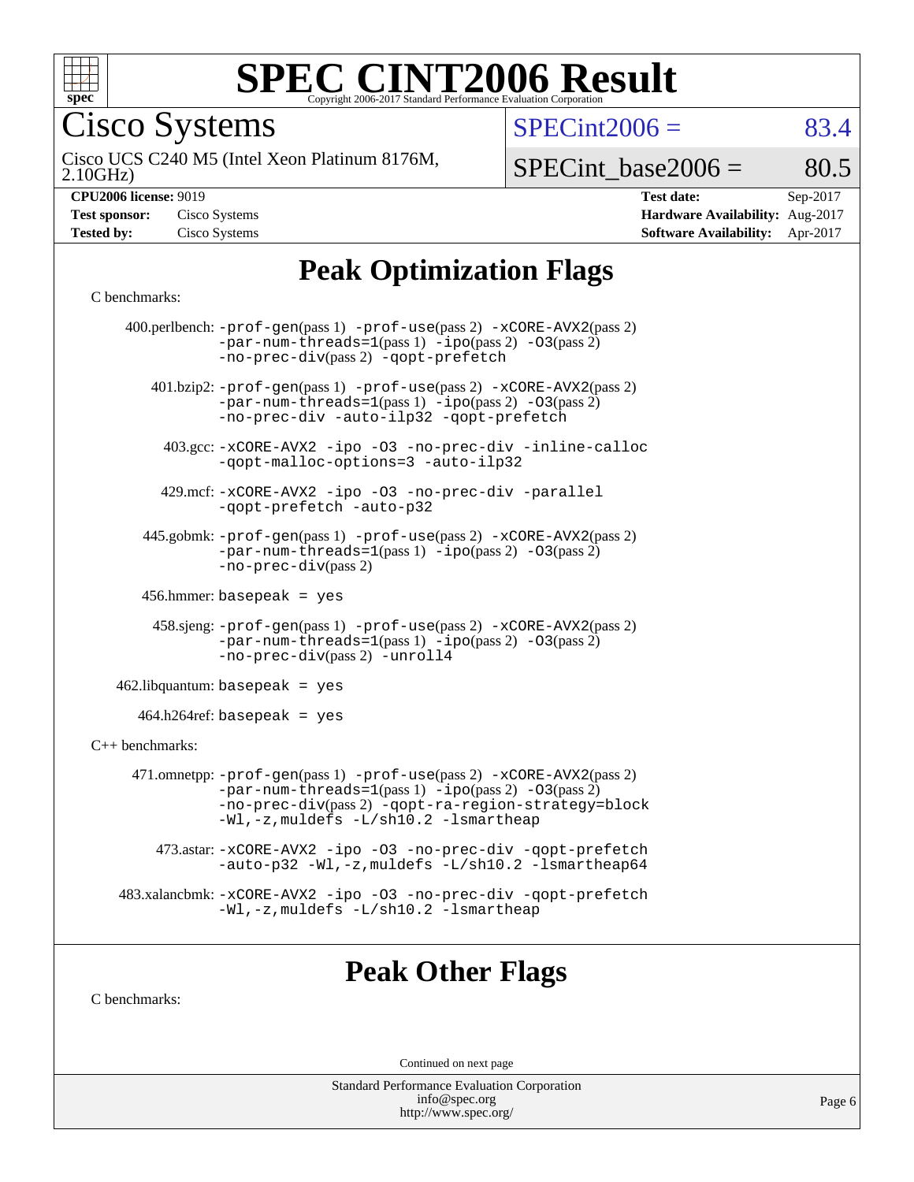# SPEC CINT2006 Result

Copyright 2006-2017 Standard Performance Evaluation Corporation

## Cisco Systems

Cisco UCS C240 M5 (Intel Xeon Platinum 8176M, 2.10GHz)

SPECint2006 = 83.4

SPECint_base2006 = 80.5

| | | | |
|---|---|---|---|
| **CPU2006 license:** 9019 | | **Test date:** | Sep-2017 |
| **Test sponsor:** | Cisco Systems | **Hardware Availability:** | Aug-2017 |
| **Tested by:** | Cisco Systems | **Software Availability:** | Apr-2017 |

## Peak Optimization Flags

C benchmarks:

400.perlbench: -prof-gen(pass 1) -prof-use(pass 2) -xCORE-AVX2(pass 2) -par-num-threads=1(pass 1) -ipo(pass 2) -O3(pass 2) -no-prec-div(pass 2) -qopt-prefetch

401.bzip2: -prof-gen(pass 1) -prof-use(pass 2) -xCORE-AVX2(pass 2) -par-num-threads=1(pass 1) -ipo(pass 2) -O3(pass 2) -no-prec-div -auto-ilp32 -qopt-prefetch

403.gcc: -xCORE-AVX2 -ipo -O3 -no-prec-div -inline-calloc -qopt-malloc-options=3 -auto-ilp32

429.mcf: -xCORE-AVX2 -ipo -O3 -no-prec-div -parallel -qopt-prefetch -auto-p32

445.gobmk: -prof-gen(pass 1) -prof-use(pass 2) -xCORE-AVX2(pass 2) -par-num-threads=1(pass 1) -ipo(pass 2) -O3(pass 2) -no-prec-div(pass 2)

456.hmmer: basepeak = yes

458.sjeng: -prof-gen(pass 1) -prof-use(pass 2) -xCORE-AVX2(pass 2) -par-num-threads=1(pass 1) -ipo(pass 2) -O3(pass 2) -no-prec-div(pass 2) -unroll4

462.libquantum: basepeak = yes

464.h264ref: basepeak = yes

C++ benchmarks:

471.omnetpp: -prof-gen(pass 1) -prof-use(pass 2) -xCORE-AVX2(pass 2) -par-num-threads=1(pass 1) -ipo(pass 2) -O3(pass 2) -no-prec-div(pass 2) -qopt-ra-region-strategy=block -Wl,-z,muldefs -L/sh10.2 -lsmartheap

473.astar: -xCORE-AVX2 -ipo -O3 -no-prec-div -qopt-prefetch -auto-p32 -Wl,-z,muldefs -L/sh10.2 -lsmartheap64

483.xalancbmk: -xCORE-AVX2 -ipo -O3 -no-prec-div -qopt-prefetch -Wl,-z,muldefs -L/sh10.2 -lsmartheap

## Peak Other Flags

C benchmarks:

Continued on next page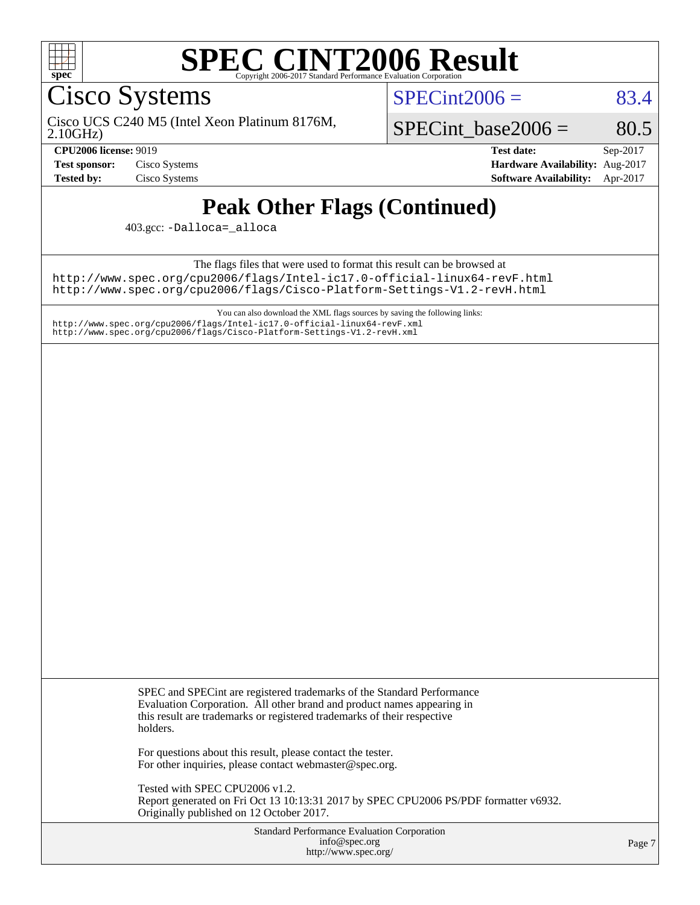# Peak Other Flags (Continued)

403.gcc: -Dalloca=_alloca

The flags files that were used to format this result can be browsed at
http://www.spec.org/cpu2006/flags/Intel-ic17.0-official-linux64-revF.html
http://www.spec.org/cpu2006/flags/Cisco-Platform-Settings-V1.2-revH.html

You can also download the XML flags sources by saving the following links:
http://www.spec.org/cpu2006/flags/Intel-ic17.0-official-linux64-revF.xml
http://www.spec.org/cpu2006/flags/Cisco-Platform-Settings-V1.2-revH.xml

SPEC and SPECint are registered trademarks of the Standard Performance Evaluation Corporation. All other brand and product names appearing in this result are trademarks or registered trademarks of their respective holders.

For questions about this result, please contact the tester.
For other inquiries, please contact webmaster@spec.org.

Tested with SPEC CPU2006 v1.2.
Report generated on Fri Oct 13 10:13:31 2017 by SPEC CPU2006 PS/PDF formatter v6932.
Originally published on 12 October 2017.